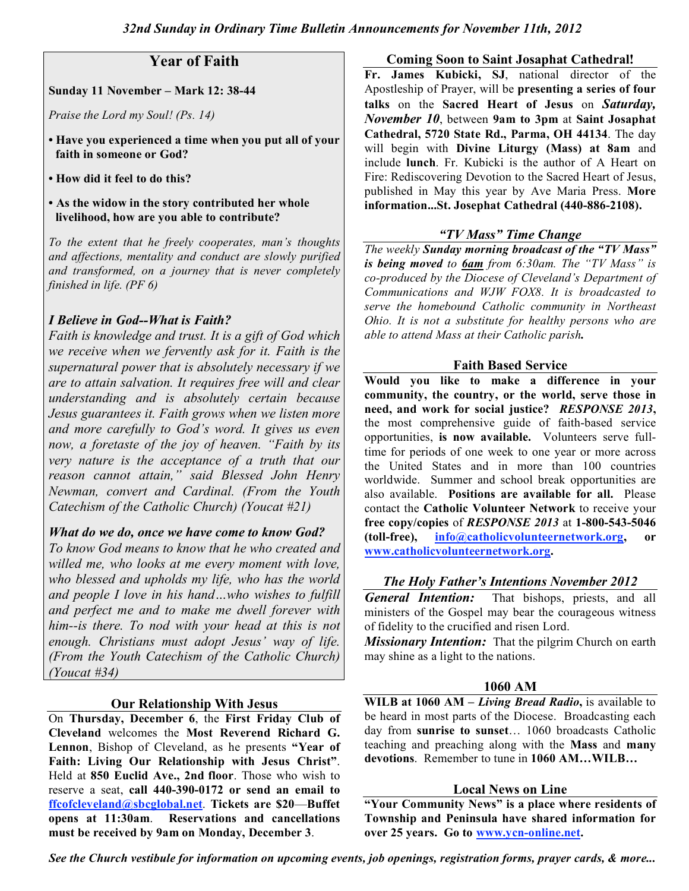*32nd Sunday in Ordinary Time Bulletin Announcements for November 11th, 2012*

## Year of Faith

**Sunday 11 November – Mark 12: 38-44**

*Praise the Lord my Soul! (Ps. 14)*

- **Have you experienced a time when you put all of your faith in someone or God?**
- **How did it feel to do this?**
- **As the widow in the story contributed her whole livelihood, how are you able to contribute?**

*To the extent that he freely cooperates, man's thoughts and affections, mentality and conduct are slowly purified and transformed, on a journey that is never completely finished in life. (PF 6)*

### *I Believe in God--What is Faith?*

*Faith is knowledge and trust. It is a gift of God which we receive when we fervently ask for it. Faith is the supernatural power that is absolutely necessary if we are to attain salvation. It requires free will and clear understanding and is absolutely certain because Jesus guarantees it. Faith grows when we listen more and more carefully to God's word. It gives us even now, a foretaste of the joy of heaven. "Faith by its very nature is the acceptance of a truth that our reason cannot attain," said Blessed John Henry Newman, convert and Cardinal. (From the Youth Catechism of the Catholic Church) (Youcat #21)*

### *What do we do, once we have come to know God?*

*To know God means to know that he who created and willed me, who looks at me every moment with love, who blessed and upholds my life, who has the world and people I love in his hand…who wishes to fulfill and perfect me and to make me dwell forever with him--is there. To nod with your head at this is not enough. Christians must adopt Jesus' way of life. (From the Youth Catechism of the Catholic Church) (Youcat #34)*

## Our Relationship With Jesus

On **Thursday, December 6**, the **First Friday Club of Cleveland** welcomes the **Most Reverend Richard G. Lennon**, Bishop of Cleveland, as he presents **"Year of Faith: Living Our Relationship with Jesus Christ"**. Held at **850 Euclid Ave., 2nd floor**. Those who wish to reserve a seat, **call 440-390-0172 or send an email to ffcofcleveland@sbcglobal.net**. **Tickets are $20—Buffet opens at 11:30am**. **Reservations and cancellations must be received by 9am on Monday, December 3**.

## Coming Soon to Saint Josaphat Cathedral!

**Fr. James Kubicki, SJ**, national director of the Apostleship of Prayer, will be **presenting a series of four talks** on the **Sacred Heart of Jesus** on ***Saturday, November 10***, between **9am to 3pm** at **Saint Josaphat Cathedral, 5720 State Rd., Parma, OH 44134**. The day will begin with **Divine Liturgy (Mass) at 8am** and include **lunch**. Fr. Kubicki is the author of A Heart on Fire: Rediscovering Devotion to the Sacred Heart of Jesus, published in May this year by Ave Maria Press. **More information...St. Josephat Cathedral (440-886-2108).**

## *"TV Mass" Time Change*

*The weekly **Sunday morning broadcast of the "TV Mass" is being moved** to **6am** from 6:30am. The "TV Mass" is co-produced by the Diocese of Cleveland's Department of Communications and WJW FOX8. It is broadcasted to serve the homebound Catholic community in Northeast Ohio. It is not a substitute for healthy persons who are able to attend Mass at their Catholic parish.*

## Faith Based Service

**Would you like to make a difference in your community, the country, or the world, serve those in need, and work for social justice?** ***RESPONSE 2013***, the most comprehensive guide of faith-based service opportunities, **is now available.** Volunteers serve full-time for periods of one week to one year or more across the United States and in more than 100 countries worldwide. Summer and school break opportunities are also available. **Positions are available for all.** Please contact the **Catholic Volunteer Network** to receive your **free copy/copies** of ***RESPONSE 2013*** at **1-800-543-5046 (toll-free), info@catholicvolunteernetwork.org, or www.catholicvolunteernetwork.org.**

## *The Holy Father's Intentions November 2012*

***General Intention:*** That bishops, priests, and all ministers of the Gospel may bear the courageous witness of fidelity to the crucified and risen Lord.

***Missionary Intention:*** That the pilgrim Church on earth may shine as a light to the nations.

## 1060 AM

**WILB at 1060 AM –** ***Living Bread Radio*****,** is available to be heard in most parts of the Diocese. Broadcasting each day from **sunrise to sunset**… 1060 broadcasts Catholic teaching and preaching along with the **Mass** and **many devotions**. Remember to tune in **1060 AM…WILB…**

## Local News on Line

**"Your Community News" is a place where residents of Township and Peninsula have shared information for over 25 years. Go to www.ycn-online.net.**

***See the Church vestibule for information on upcoming events, job openings, registration forms, prayer cards, & more...***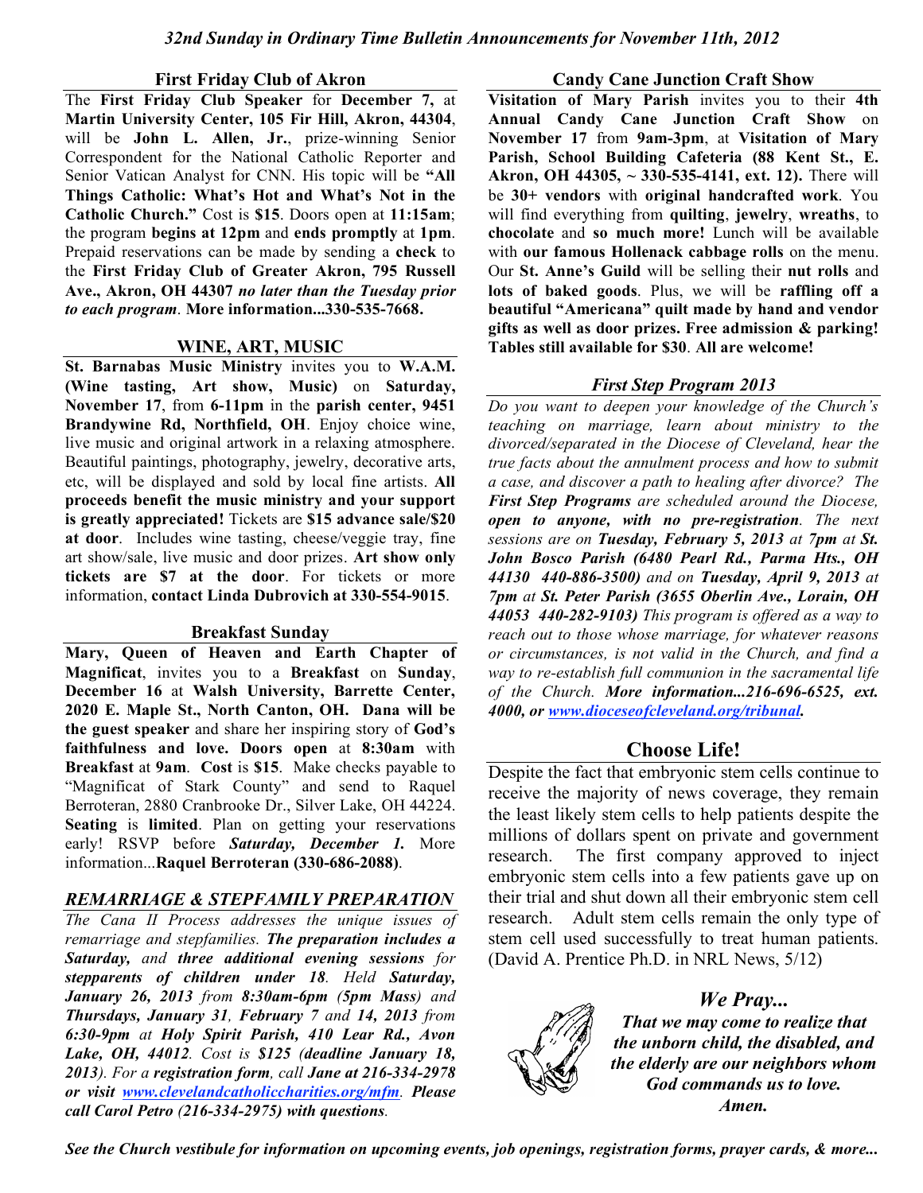*32nd Sunday in Ordinary Time Bulletin Announcements for November 11th, 2012*

## First Friday Club of Akron

The **First Friday Club Speaker** for **December 7,** at **Martin University Center, 105 Fir Hill, Akron, 44304**, will be **John L. Allen, Jr.**, prize-winning Senior Correspondent for the National Catholic Reporter and Senior Vatican Analyst for CNN. His topic will be **"All Things Catholic: What's Hot and What's Not in the Catholic Church."** Cost is **$15**. Doors open at **11:15am**; the program **begins at 12pm** and **ends promptly** at **1pm**. Prepaid reservations can be made by sending a **check** to the **First Friday Club of Greater Akron, 795 Russell Ave., Akron, OH 44307** ***no later than the Tuesday prior to each program***. **More information...330-535-7668.**

## WINE, ART, MUSIC

**St. Barnabas Music Ministry** invites you to **W.A.M. (Wine tasting, Art show, Music)** on **Saturday, November 17**, from **6-11pm** in the **parish center, 9451 Brandywine Rd, Northfield, OH**. Enjoy choice wine, live music and original artwork in a relaxing atmosphere. Beautiful paintings, photography, jewelry, decorative arts, etc, will be displayed and sold by local fine artists. **All proceeds benefit the music ministry and your support is greatly appreciated!** Tickets are **$15 advance sale/$20 at door**. Includes wine tasting, cheese/veggie tray, fine art show/sale, live music and door prizes. **Art show only tickets are $7 at the door**. For tickets or more information, **contact Linda Dubrovich at 330-554-9015**.

## Breakfast Sunday

**Mary, Queen of Heaven and Earth Chapter of Magnificat**, invites you to a **Breakfast** on **Sunday, December 16** at **Walsh University, Barrette Center, 2020 E. Maple St., North Canton, OH. Dana will be the guest speaker** and share her inspiring story of **God's faithfulness and love. Doors open** at **8:30am** with **Breakfast** at **9am**. **Cost** is **$15**. Make checks payable to "Magnificat of Stark County" and send to Raquel Berroteran, 2880 Cranbrooke Dr., Silver Lake, OH 44224. **Seating** is **limited**. Plan on getting your reservations early! RSVP before ***Saturday, December 1.*** More information...**Raquel Berroteran (330-686-2088)**.

## *REMARRIAGE & STEPFAMILY PREPARATION*

*The Cana II Process addresses the unique issues of remarriage and stepfamilies.* ***The preparation includes a Saturday,*** *and* ***three additional evening sessions*** *for* ***stepparents of children under 18****. Held* ***Saturday, January 26, 2013*** *from* ***8:30am-6pm (5pm Mass)*** *and* ***Thursdays, January 31****,* ***February 7*** *and* ***14, 2013*** *from* ***6:30-9pm*** *at* ***Holy Spirit Parish, 410 Lear Rd., Avon Lake, OH, 44012****. Cost is* ***$125 (deadline January 18, 2013)****. For a* ***registration form****, call* ***Jane at 216-334-2978*** *or visit* ***www.clevelandcatholiccharities.org/mfm****.* ***Please call Carol Petro (216-334-2975) with questions****.*

## Candy Cane Junction Craft Show

**Visitation of Mary Parish** invites you to their **4th Annual Candy Cane Junction Craft Show** on **November 17** from **9am-3pm**, at **Visitation of Mary Parish, School Building Cafeteria (88 Kent St., E. Akron, OH 44305, ~ 330-535-4141, ext. 12).** There will be **30+ vendors** with **original handcrafted work**. You will find everything from **quilting**, **jewelry**, **wreaths**, to **chocolate** and **so much more!** Lunch will be available with **our famous Hollenack cabbage rolls** on the menu. Our **St. Anne's Guild** will be selling their **nut rolls** and **lots of baked goods**. Plus, we will be **raffling off a beautiful "Americana" quilt made by hand and vendor gifts as well as door prizes. Free admission & parking! Tables still available for $30**. **All are welcome!**

## *First Step Program 2013*

*Do you want to deepen your knowledge of the Church's teaching on marriage, learn about ministry to the divorced/separated in the Diocese of Cleveland, hear the true facts about the annulment process and how to submit a case, and discover a path to healing after divorce? The* ***First Step Programs*** *are scheduled around the Diocese,* ***open to anyone, with no pre-registration****. The next sessions are on* ***Tuesday, February 5, 2013*** *at* ***7pm*** *at* ***St. John Bosco Parish (6480 Pearl Rd., Parma Hts., OH 44130 440-886-3500)*** *and on* ***Tuesday, April 9, 2013*** *at* ***7pm*** *at* ***St. Peter Parish (3655 Oberlin Ave., Lorain, OH 44053 440-282-9103)*** *This program is offered as a way to reach out to those whose marriage, for whatever reasons or circumstances, is not valid in the Church, and find a way to re-establish full communion in the sacramental life of the Church.* ***More information...216-696-6525, ext. 4000, or www.dioceseofcleveland.org/tribunal.***

## Choose Life!

Despite the fact that embryonic stem cells continue to receive the majority of news coverage, they remain the least likely stem cells to help patients despite the millions of dollars spent on private and government research. The first company approved to inject embryonic stem cells into a few patients gave up on their trial and shut down all their embryonic stem cell research. Adult stem cells remain the only type of stem cell used successfully to treat human patients. (David A. Prentice Ph.D. in NRL News, 5/12)

### *We Pray...*

***That we may come to realize that the unborn child, the disabled, and the elderly are our neighbors whom God commands us to love. Amen.***

***See the Church vestibule for information on upcoming events, job openings, registration forms, prayer cards, & more...***